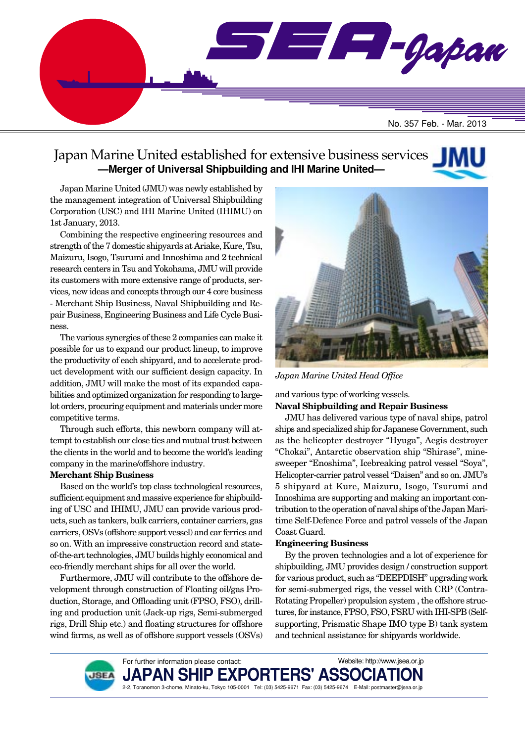No. 357 Feb. - Mar. 2013

# Japan Marine United established for extensive business services

## —Merger of Universal Shipbuilding and IHI Marine United—

Japan Marine United (JMU) was newly established by the management integration of Universal Shipbuilding Corporation (USC) and IHI Marine United (IHIMU) on 1st January, 2013.

Combining the respective engineering resources and strength of the 7 domestic shipyards at Ariake, Kure, Tsu, Maizuru, Isogo, Tsurumi and Innoshima and 2 technical research centers in Tsu and Yokohama, JMU will provide its customers with more extensive range of products, services, new ideas and concepts through our 4 core business - Merchant Ship Business, Naval Shipbuilding and Repair Business, Engineering Business and Life Cycle Business.

The various synergies of these 2 companies can make it possible for us to expand our product lineup, to improve the productivity of each shipyard, and to accelerate product development with our sufficient design capacity. In addition, JMU will make the most of its expanded capabilities and optimized organization for responding to large-lot orders, procuring equipment and materials under more competitive terms.

Through such efforts, this newborn company will attempt to establish our close ties and mutual trust between the clients in the world and to become the world's leading company in the marine/offshore industry.

**Merchant Ship Business**

Based on the world's top class technological resources, sufficient equipment and massive experience for shipbuilding of USC and IHIMU, JMU can provide various products, such as tankers, bulk carriers, container carriers, gas carriers, OSVs (offshore support vessel) and car ferries and so on. With an impressive construction record and state-of-the-art technologies, JMU builds highly economical and eco-friendly merchant ships for all over the world.

Furthermore, JMU will contribute to the offshore development through construction of Floating oil/gas Production, Storage, and Offloading unit (FPSO, FSO), drilling and production unit (Jack-up rigs, Semi-submerged rigs, Drill Ship etc.) and floating structures for offshore wind farms, as well as of offshore support vessels (OSVs) and various type of working vessels.

*Japan Marine United Head Office*

**Naval Shipbuilding and Repair Business**

JMU has delivered various type of naval ships, patrol ships and specialized ship for Japanese Government, such as the helicopter destroyer "Hyuga", Aegis destroyer "Chokai", Antarctic observation ship "Shirase", minesweeper "Enoshima", Icebreaking patrol vessel "Soya", Helicopter-carrier patrol vessel "Daisen" and so on. JMU's 5 shipyard at Kure, Maizuru, Isogo, Tsurumi and Innoshima are supporting and making an important contribution to the operation of naval ships of the Japan Maritime Self-Defence Force and patrol vessels of the Japan Coast Guard.

**Engineering Business**

By the proven technologies and a lot of experience for shipbuilding, JMU provides design / construction support for various product, such as "DEEPDISH" upgrading work for semi-submerged rigs, the vessel with CRP (Contra-Rotating Propeller) propulsion system , the offshore structures, for instance, FPSO, FSO, FSRU with IHI-SPB (Self-supporting, Prismatic Shape IMO type B) tank system and technical assistance for shipyards worldwide.

For further information please contact: Website: http://www.jsea.or.jp

**JAPAN SHIP EXPORTERS' ASSOCIATION**

2-2, Toranomon 3-chome, Minato-ku, Tokyo 105-0001 Tel: (03) 5425-9671 Fax: (03) 5425-9674 E-Mail: postmaster@jsea.or.jp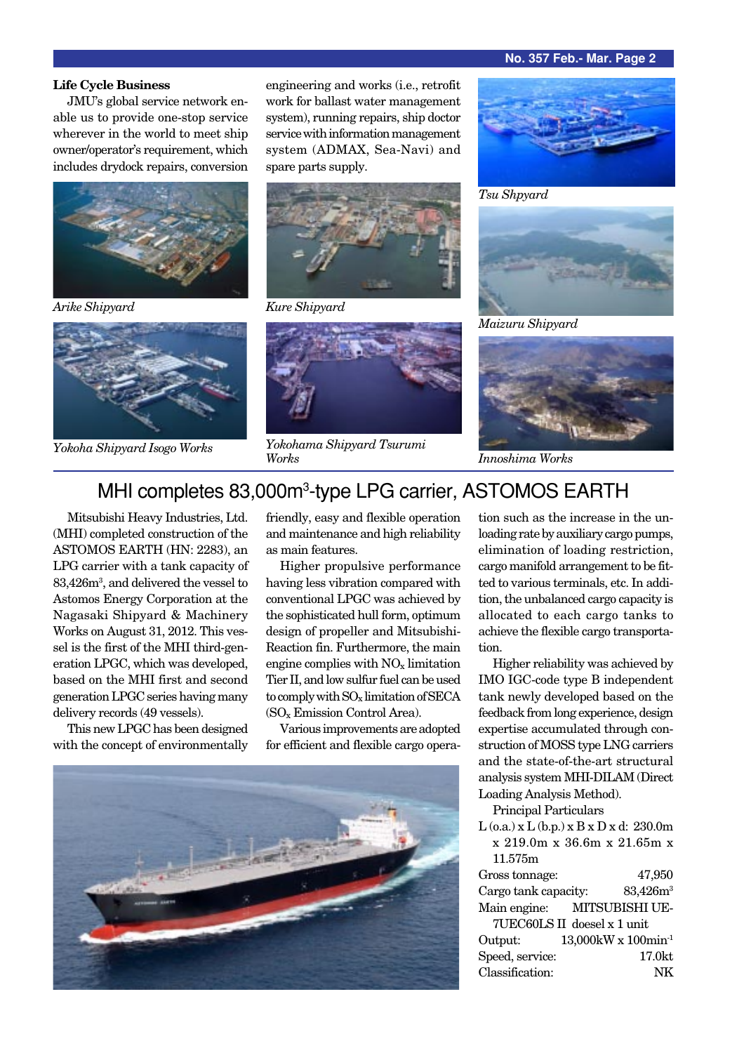### Life Cycle Business

JMU's global service network enable us to provide one-stop service wherever in the world to meet ship owner/operator's requirement, which includes drydock repairs, conversion engineering and works (i.e., retrofit work for ballast water management system), running repairs, ship doctor service with information management system (ADMAX, Sea-Navi) and spare parts supply.

*Arike Shipyard*

*Kure Shipyard*

*Tsu Shpyard*

*Maizuru Shipyard*

*Yokoha Shipyard Isogo Works*

*Yokohama Shipyard Tsurumi Works*

*Innoshima Works*

## MHI completes 83,000m³-type LPG carrier, ASTOMOS EARTH

Mitsubishi Heavy Industries, Ltd. (MHI) completed construction of the ASTOMOS EARTH (HN: 2283), an LPG carrier with a tank capacity of 83,426m³, and delivered the vessel to Astomos Energy Corporation at the Nagasaki Shipyard & Machinery Works on August 31, 2012. This vessel is the first of the MHI third-generation LPGC, which was developed, based on the MHI first and second generation LPGC series having many delivery records (49 vessels).

This new LPGC has been designed with the concept of environmentally friendly, easy and flexible operation and maintenance and high reliability as main features.

Higher propulsive performance having less vibration compared with conventional LPGC was achieved by the sophisticated hull form, optimum design of propeller and Mitsubishi-Reaction fin. Furthermore, the main engine complies with $NO_x$ limitation Tier II, and low sulfur fuel can be used to comply with $SO_x$ limitation of SECA ($SO_x$ Emission Control Area).

Various improvements are adopted for efficient and flexible cargo operation such as the increase in the unloading rate by auxiliary cargo pumps, elimination of loading restriction, cargo manifold arrangement to be fitted to various terminals, etc. In addition, the unbalanced cargo capacity is allocated to each cargo tanks to achieve the flexible cargo transportation.

Higher reliability was achieved by IMO IGC-code type B independent tank newly developed based on the feedback from long experience, design expertise accumulated through construction of MOSS type LNG carriers and the state-of-the-art structural analysis system MHI-DILAM (Direct Loading Analysis Method).

Principal Particulars

L (o.a.) x L (b.p.) x B x D x d: 230.0m x 219.0m x 36.6m x 21.65m x 11.575m

Gross tonnage: 47,950

Cargo tank capacity: 83,426m³

Main engine: MITSUBISHI UE-7UEC60LS II doesel x 1 unit

Output: 13,000kW x 100min⁻¹

Speed, service: 17.0kt

Classification: NK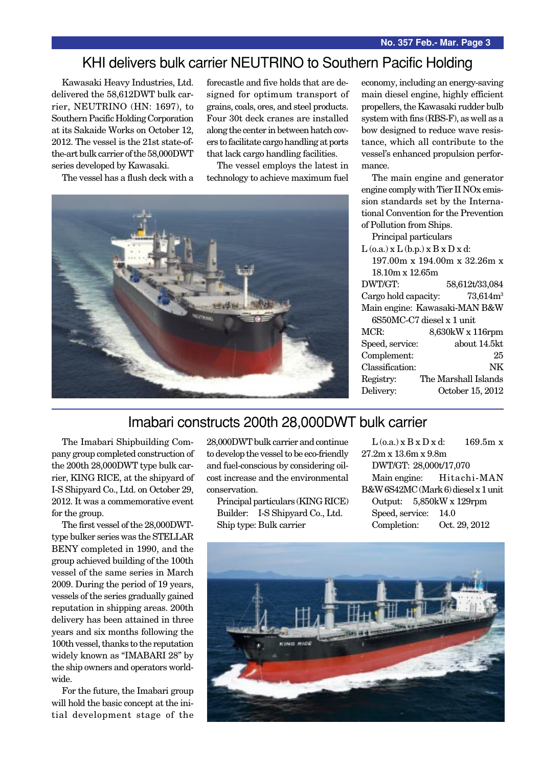## KHI delivers bulk carrier NEUTRINO to Southern Pacific Holding

Kawasaki Heavy Industries, Ltd. delivered the 58,612DWT bulk carrier, NEUTRINO (HN: 1697), to Southern Pacific Holding Corporation at its Sakaide Works on October 12, 2012. The vessel is the 21st state-of-the-art bulk carrier of the 58,000DWT series developed by Kawasaki.

The vessel has a flush deck with a forecastle and five holds that are designed for optimum transport of grains, coals, ores, and steel products. Four 30t deck cranes are installed along the center in between hatch covers to facilitate cargo handling at ports that lack cargo handling facilities.

The vessel employs the latest in technology to achieve maximum fuel economy, including an energy-saving main diesel engine, highly efficient propellers, the Kawasaki rudder bulb system with fins (RBS-F), as well as a bow designed to reduce wave resistance, which all contribute to the vessel's enhanced propulsion performance.

The main engine and generator engine comply with Tier II NOx emission standards set by the International Convention for the Prevention of Pollution from Ships.

Principal particulars

L (o.a.) x L (b.p.) x B x D x d: 197.00m x 194.00m x 32.26m x 18.10m x 12.65m

| | |
|---|---|
| DWT/GT: | 58,612t/33,084 |
| Cargo hold capacity: | 73,614m$^3$ |
| Main engine: | Kawasaki-MAN B&W 6S50MC-C7 diesel x 1 unit |
| MCR: | 8,630kW x 116rpm |
| Speed, service: | about 14.5kt |
| Complement: | 25 |
| Classification: | NK |
| Registry: | The Marshall Islands |
| Delivery: | October 15, 2012 |

## Imabari constructs 200th 28,000DWT bulk carrier

The Imabari Shipbuilding Company group completed construction of the 200th 28,000DWT type bulk carrier, KING RICE, at the shipyard of I-S Shipyard Co., Ltd. on October 29, 2012. It was a commemorative event for the group.

The first vessel of the 28,000DWT-type bulker series was the STELLAR BENY completed in 1990, and the group achieved building of the 100th vessel of the same series in March 2009. During the period of 19 years, vessels of the series gradually gained reputation in shipping areas. 200th delivery has been attained in three years and six months following the 100th vessel, thanks to the reputation widely known as "IMABARI 28" by the ship owners and operators worldwide.

For the future, the Imabari group will hold the basic concept at the initial development stage of the 28,000DWT bulk carrier and continue to develop the vessel to be eco-friendly and fuel-conscious by considering oil-cost increase and the environmental conservation.

Principal particulars (KING RICE)

Builder: I-S Shipyard Co., Ltd.

Ship type: Bulk carrier

L (o.a.) x B x D x d: 169.5m x 27.2m x 13.6m x 9.8m

DWT/GT: 28,000t/17,070

Main engine: Hitachi-MAN B&W 6S42MC (Mark 6) diesel x 1 unit

Output: 5,850kW x 129rpm

Speed, service: 14.0

Completion: Oct. 29, 2012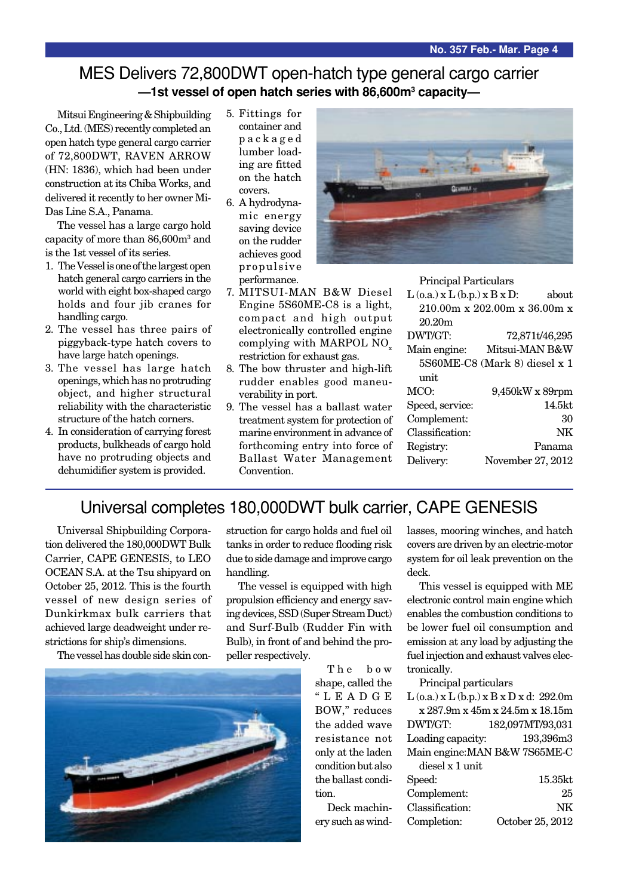# MES Delivers 72,800DWT open-hatch type general cargo carrier

**—1st vessel of open hatch series with 86,600m³ capacity—**

Mitsui Engineering & Shipbuilding Co., Ltd. (MES) recently completed an open hatch type general cargo carrier of 72,800DWT, RAVEN ARROW (HN: 1836), which had been under construction at its Chiba Works, and delivered it recently to her owner Mi-Das Line S.A., Panama.

The vessel has a large cargo hold capacity of more than 86,600m³ and is the 1st vessel of its series.

1. The Vessel is one of the largest open hatch general cargo carriers in the world with eight box-shaped cargo holds and four jib cranes for handling cargo.
2. The vessel has three pairs of piggyback-type hatch covers to have large hatch openings.
3. The vessel has large hatch openings, which has no protruding object, and higher structural reliability with the characteristic structure of the hatch corners.
4. In consideration of carrying forest products, bulkheads of cargo hold have no protruding objects and dehumidifier system is provided.
5. Fittings for container and packaged lumber loading are fitted on the hatch covers.
6. A hydrodynamic energy saving device on the rudder achieves good propulsive performance.
7. MITSUI-MAN B&W Diesel Engine 5S60ME-C8 is a light, compact and high output electronically controlled engine complying with MARPOL $NO_x$ restriction for exhaust gas.
8. The bow thruster and high-lift rudder enables good maneuverability in port.
9. The vessel has a ballast water treatment system for protection of marine environment in advance of forthcoming entry into force of Ballast Water Management Convention.

Principal Particulars

| | |
|---|---|
| L (o.a.) x L (b.p.) x B x D: | about 210.00m x 202.00m x 36.00m x 20.20m |
| DWT/GT: | 72,871t/46,295 |
| Main engine: | Mitsui-MAN B&W 5S60ME-C8 (Mark 8) diesel x 1 unit |
| MCO: | 9,450kW x 89rpm |
| Speed, service: | 14.5kt |
| Complement: | 30 |
| Classification: | NK |
| Registry: | Panama |
| Delivery: | November 27, 2012 |

# Universal completes 180,000DWT bulk carrier, CAPE GENESIS

Universal Shipbuilding Corporation delivered the 180,000DWT Bulk Carrier, CAPE GENESIS, to LEO OCEAN S.A. at the Tsu shipyard on October 25, 2012. This is the fourth vessel of new design series of Dunkirkmax bulk carriers that achieved large deadweight under restrictions for ship's dimensions.

The vessel has double side skin construction for cargo holds and fuel oil tanks in order to reduce flooding risk due to side damage and improve cargo handling.

The vessel is equipped with high propulsion efficiency and energy saving devices, SSD (Super Stream Duct) and Surf-Bulb (Rudder Fin with Bulb), in front of and behind the propeller respectively.

The bow shape, called the "LEADGE BOW," reduces the added wave resistance not only at the laden condition but also the ballast condition.

Deck machinery such as windlasses, mooring winches, and hatch covers are driven by an electric-motor system for oil leak prevention on the deck.

This vessel is equipped with ME electronic control main engine which enables the combustion conditions to be lower fuel oil consumption and emission at any load by adjusting the fuel injection and exhaust valves electronically.

Principal particulars

| | |
|---|---|
| L (o.a.) x L (b.p.) x B x D x d: | 292.0m x 287.9m x 45m x 24.5m x 18.15m |
| DWT/GT: | 182,097MT/93,031 |
| Loading capacity: | 193,396m3 |
| Main engine: | MAN B&W 7S65ME-C diesel x 1 unit |
| Speed: | 15.35kt |
| Complement: | 25 |
| Classification: | NK |
| Completion: | October 25, 2012 |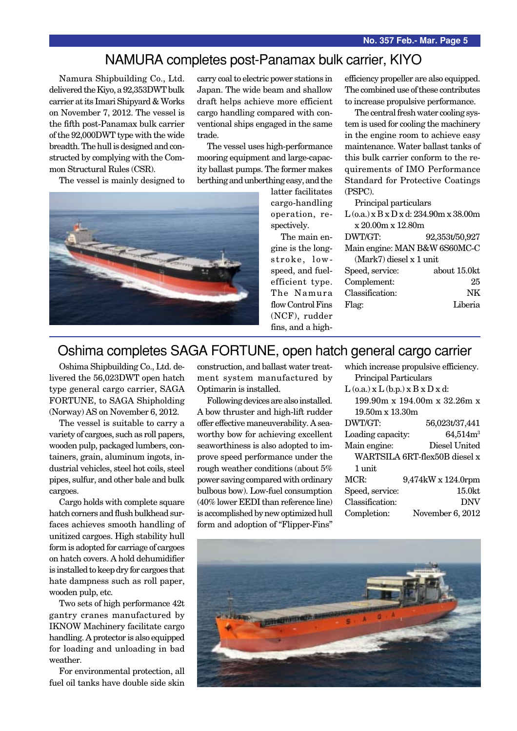## NAMURA completes post-Panamax bulk carrier, KIYO

Namura Shipbuilding Co., Ltd. delivered the Kiyo, a 92,353DWT bulk carrier at its Imari Shipyard & Works on November 7, 2012. The vessel is the fifth post-Panamax bulk carrier of the 92,000DWT type with the wide breadth. The hull is designed and constructed by complying with the Common Structural Rules (CSR).

The vessel is mainly designed to carry coal to electric power stations in Japan. The wide beam and shallow draft helps achieve more efficient cargo handling compared with conventional ships engaged in the same trade.

The vessel uses high-performance mooring equipment and large-capacity ballast pumps. The former makes berthing and unberthing easy, and the latter facilitates cargo-handling operation, respectively.

The main engine is the long-stroke, low-speed, and fuel-efficient type. The Namura flow Control Fins (NCF), rudder fins, and a high-efficiency propeller are also equipped. The combined use of these contributes to increase propulsive performance.

The central fresh water cooling system is used for cooling the machinery in the engine room to achieve easy maintenance. Water ballast tanks of this bulk carrier conform to the requirements of IMO Performance Standard for Protective Coatings (PSPC).

Principal particulars

L (o.a.) x B x D x d: 234.90m x 38.00m x 20.00m x 12.80m

| | |
|---|---|
| DWT/GT: | 92,353t/50,927 |
| Main engine: | MAN B&W 6S60MC-C (Mark7) diesel x 1 unit |
| Speed, service: | about 15.0kt |
| Complement: | 25 |
| Classification: | NK |
| Flag: | Liberia |

## Oshima completes SAGA FORTUNE, open hatch general cargo carrier

Oshima Shipbuilding Co., Ltd. delivered the 56,023DWT open hatch type general cargo carrier, SAGA FORTUNE, to SAGA Shipholding (Norway) AS on November 6, 2012.

The vessel is suitable to carry a variety of cargoes, such as roll papers, wooden pulp, packaged lumbers, containers, grain, aluminum ingots, industrial vehicles, steel hot coils, steel pipes, sulfur, and other bale and bulk cargoes.

Cargo holds with complete square hatch corners and flush bulkhead surfaces achieves smooth handling of unitized cargoes. High stability hull form is adopted for carriage of cargoes on hatch covers. A hold dehumidifier is installed to keep dry for cargoes that hate dampness such as roll paper, wooden pulp, etc.

Two sets of high performance 42t gantry cranes manufactured by IKNOW Machinery facilitate cargo handling. A protector is also equipped for loading and unloading in bad weather.

For environmental protection, all fuel oil tanks have double side skin construction, and ballast water treatment system manufactured by Optimarin is installed.

Following devices are also installed. A bow thruster and high-lift rudder offer effective maneuverability. A seaworthy bow for achieving excellent seaworthiness is also adopted to improve speed performance under the rough weather conditions (about 5% power saving compared with ordinary bulbous bow). Low-fuel consumption (40% lower EEDI than reference line) is accomplished by new optimized hull form and adoption of "Flipper-Fins" which increase propulsive efficiency.

Principal Particulars

L (o.a.) x L (b.p.) x B x D x d: 199.90m x 194.00m x 32.26m x 19.50m x 13.30m

| | |
|---|---|
| DWT/GT: | 56,023t/37,441 |
| Loading capacity: | 64,514m$^3$ |
| Main engine: | Diesel United WARTSILA 6RT-flex50B diesel x 1 unit |
| MCR: | 9,474kW x 124.0rpm |
| Speed, service: | 15.0kt |
| Classification: | DNV |
| Completion: | November 6, 2012 |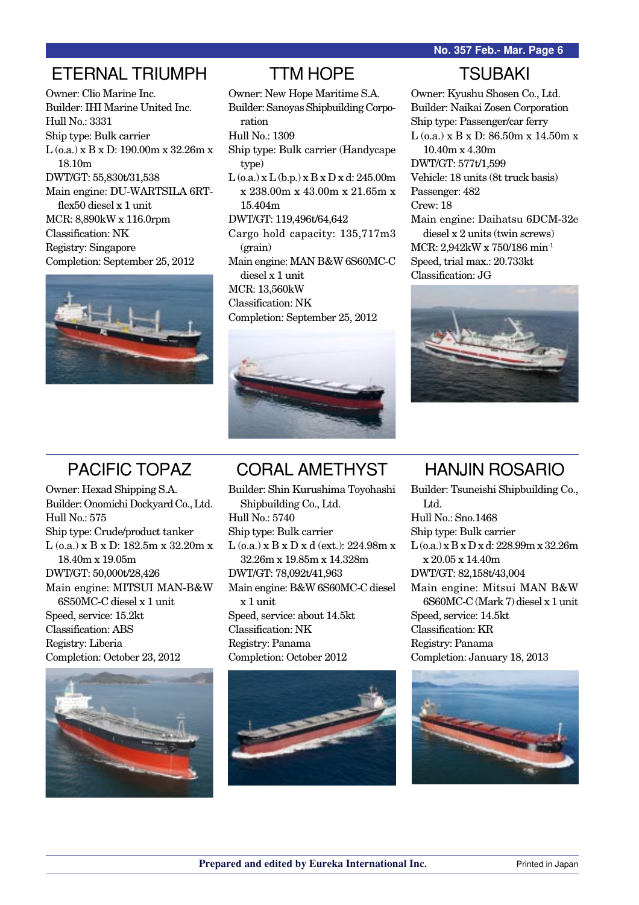## ETERNAL TRIUMPH

Owner: Clio Marine Inc.
Builder: IHI Marine United Inc.
Hull No.: 3331
Ship type: Bulk carrier
L (o.a.) x B x D: 190.00m x 32.26m x 18.10m
DWT/GT: 55,830t/31,538
Main engine: DU-WARTSILA 6RT-flex50 diesel x 1 unit
MCR: 8,890kW x 116.0rpm
Classification: NK
Registry: Singapore
Completion: September 25, 2012

## TTM HOPE

Owner: New Hope Maritime S.A.
Builder: Sanoyas Shipbuilding Corporation
Hull No.: 1309
Ship type: Bulk carrier (Handycape type)
L (o.a.) x L (b.p.) x B x D x d: 245.00m x 238.00m x 43.00m x 21.65m x 15.404m
DWT/GT: 119,496t/64,642
Cargo hold capacity: 135,717m3 (grain)
Main engine: MAN B&W 6S60MC-C diesel x 1 unit
MCR: 13,560kW
Classification: NK
Completion: September 25, 2012

## TSUBAKI

Owner: Kyushu Shosen Co., Ltd.
Builder: Naikai Zosen Corporation
Ship type: Passenger/car ferry
L (o.a.) x B x D: 86.50m x 14.50m x 10.40m x 4.30m
DWT/GT: 577t/1,599
Vehicle: 18 units (8t truck basis)
Passenger: 482
Crew: 18
Main engine: Daihatsu 6DCM-32e diesel x 2 units (twin screws)
MCR: 2,942kW x 750/186 $min^{-1}$
Speed, trial max.: 20.733kt
Classification: JG

## PACIFIC TOPAZ

Owner: Hexad Shipping S.A.
Builder: Onomichi Dockyard Co., Ltd.
Hull No.: 575
Ship type: Crude/product tanker
L (o.a.) x B x D: 182.5m x 32.20m x 18.40m x 19.05m
DWT/GT: 50,000t/28,426
Main engine: MITSUI MAN-B&W 6S50MC-C diesel x 1 unit
Speed, service: 15.2kt
Classification: ABS
Registry: Liberia
Completion: October 23, 2012

## CORAL AMETHYST

Builder: Shin Kurushima Toyohashi Shipbuilding Co., Ltd.
Hull No.: 5740
Ship type: Bulk carrier
L (o.a.) x B x D x d (ext.): 224.98m x 32.26m x 19.85m x 14.328m
DWT/GT: 78,092t/41,963
Main engine: B&W 6S60MC-C diesel x 1 unit
Speed, service: about 14.5kt
Classification: NK
Registry: Panama
Completion: October 2012

## HANJIN ROSARIO

Builder: Tsuneishi Shipbuilding Co., Ltd.
Hull No.: Sno.1468
Ship type: Bulk carrier
L (o.a.) x B x D x d: 228.99m x 32.26m x 20.05 x 14.40m
DWT/GT: 82,158t/43,004
Main engine: Mitsui MAN B&W 6S60MC-C (Mark 7) diesel x 1 unit
Speed, service: 14.5kt
Classification: KR
Registry: Panama
Completion: January 18, 2013

**Prepared and edited by Eureka International Inc.** Printed in Japan